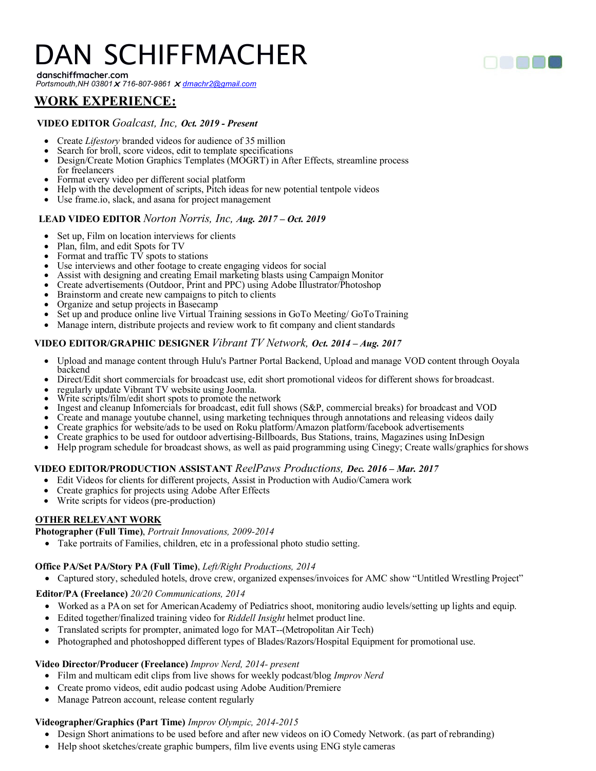# DAN SCHIFFMACHER

**danschiffmacher.com**
*Portsmouth,NH 03801 ✗ 716-807-9861 ✗ dmachr2@gmail.com*

## WORK EXPERIENCE:

### VIDEO EDITOR *Goalcast, Inc, Oct. 2019 - Present*

- Create *Lifestory* branded videos for audience of 35 million
- Search for broll, score videos, edit to template specifications
- Design/Create Motion Graphics Templates (MOGRT) in After Effects, streamline process for freelancers
- Format every video per different social platform
- Help with the development of scripts, Pitch ideas for new potential tentpole videos
- Use frame.io, slack, and asana for project management

### LEAD VIDEO EDITOR *Norton Norris, Inc, Aug. 2017 – Oct. 2019*

- Set up, Film on location interviews for clients
- Plan, film, and edit Spots for TV
- Format and traffic TV spots to stations
- Use interviews and other footage to create engaging videos for social
- Assist with designing and creating Email marketing blasts using Campaign Monitor
- Create advertisements (Outdoor, Print and PPC) using Adobe Illustrator/Photoshop
- Brainstorm and create new campaigns to pitch to clients
- Organize and setup projects in Basecamp
- Set up and produce online live Virtual Training sessions in GoTo Meeting/ GoToTraining
- Manage intern, distribute projects and review work to fit company and client standards

### VIDEO EDITOR/GRAPHIC DESIGNER *Vibrant TV Network, Oct. 2014 – Aug. 2017*

- Upload and manage content through Hulu's Partner Portal Backend, Upload and manage VOD content through Ooyala backend
- Direct/Edit short commercials for broadcast use, edit short promotional videos for different shows for broadcast.
- regularly update Vibrant TV website using Joomla.
- Write scripts/film/edit short spots to promote the network
- Ingest and cleanup Infomercials for broadcast, edit full shows (S&P, commercial breaks) for broadcast and VOD
- Create and manage youtube channel, using marketing techniques through annotations and releasing videos daily
- Create graphics for website/ads to be used on Roku platform/Amazon platform/facebook advertisements
- Create graphics to be used for outdoor advertising-Billboards, Bus Stations, trains, Magazines using InDesign
- Help program schedule for broadcast shows, as well as paid programming using Cinegy; Create walls/graphics for shows

### VIDEO EDITOR/PRODUCTION ASSISTANT *ReelPaws Productions, Dec. 2016 – Mar. 2017*

- Edit Videos for clients for different projects, Assist in Production with Audio/Camera work
- Create graphics for projects using Adobe After Effects
- Write scripts for videos (pre-production)

## OTHER RELEVANT WORK

**Photographer (Full Time)**, *Portrait Innovations, 2009-2014*

- Take portraits of Families, children, etc in a professional photo studio setting.

**Office PA/Set PA/Story PA (Full Time)**, *Left/Right Productions, 2014*

- Captured story, scheduled hotels, drove crew, organized expenses/invoices for AMC show "Untitled Wrestling Project"

**Editor/PA (Freelance)** *20/20 Communications, 2014*

- Worked as a PA on set for American Academy of Pediatrics shoot, monitoring audio levels/setting up lights and equip.
- Edited together/finalized training video for *Riddell Insight* helmet product line.
- Translated scripts for prompter, animated logo for MAT--(Metropolitan Air Tech)
- Photographed and photoshopped different types of Blades/Razors/Hospital Equipment for promotional use.

**Video Director/Producer (Freelance)** *Improv Nerd, 2014- present*

- Film and multicam edit clips from live shows for weekly podcast/blog *Improv Nerd*
- Create promo videos, edit audio podcast using Adobe Audition/Premiere
- Manage Patreon account, release content regularly

**Videographer/Graphics (Part Time)** *Improv Olympic, 2014-2015*

- Design Short animations to be used before and after new videos on iO Comedy Network. (as part of rebranding)
- Help shoot sketches/create graphic bumpers, film live events using ENG style cameras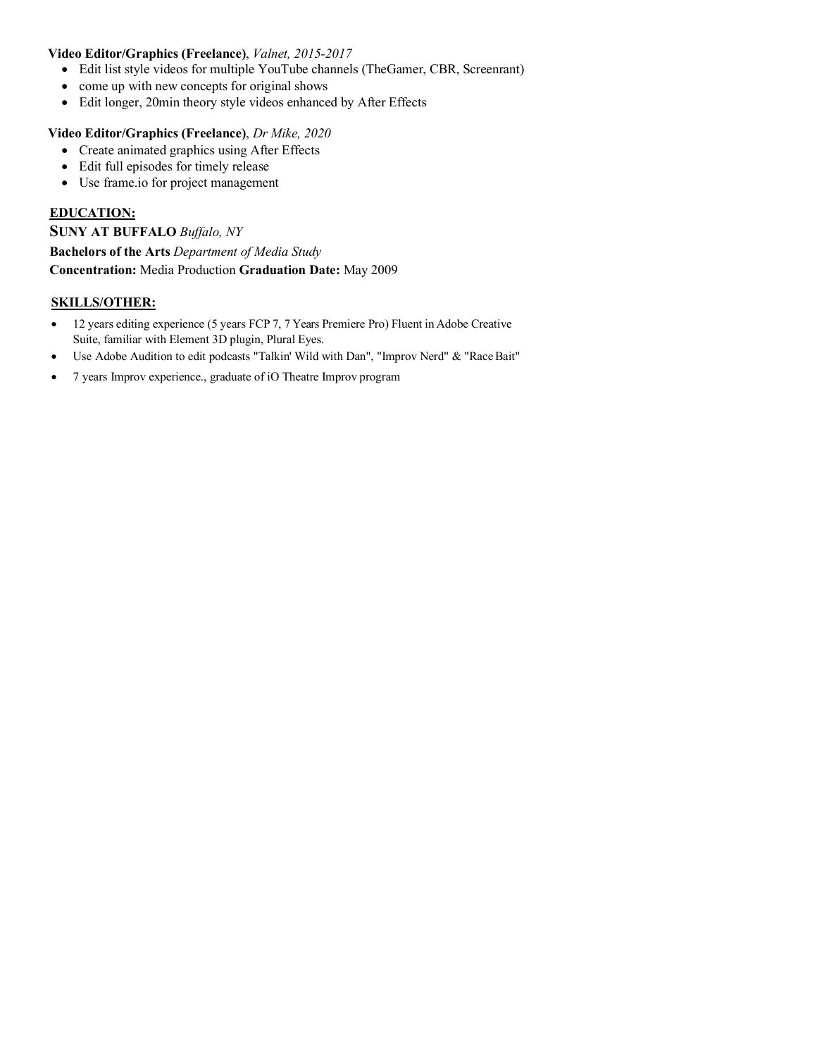**Video Editor/Graphics (Freelance)**, *Valnet, 2015-2017*

- Edit list style videos for multiple YouTube channels (TheGamer, CBR, Screenrant)
- come up with new concepts for original shows
- Edit longer, 20min theory style videos enhanced by After Effects

**Video Editor/Graphics (Freelance)**, *Dr Mike, 2020*

- Create animated graphics using After Effects
- Edit full episodes for timely release
- Use frame.io for project management

## EDUCATION:

**SUNY AT BUFFALO** *Buffalo, NY*

**Bachelors of the Arts** *Department of Media Study*

**Concentration:** Media Production **Graduation Date:** May 2009

## SKILLS/OTHER:

- 12 years editing experience (5 years FCP 7, 7 Years Premiere Pro) Fluent in Adobe Creative Suite, familiar with Element 3D plugin, Plural Eyes.
- Use Adobe Audition to edit podcasts "Talkin' Wild with Dan", "Improv Nerd" & "Race Bait"
- 7 years Improv experience., graduate of iO Theatre Improv program